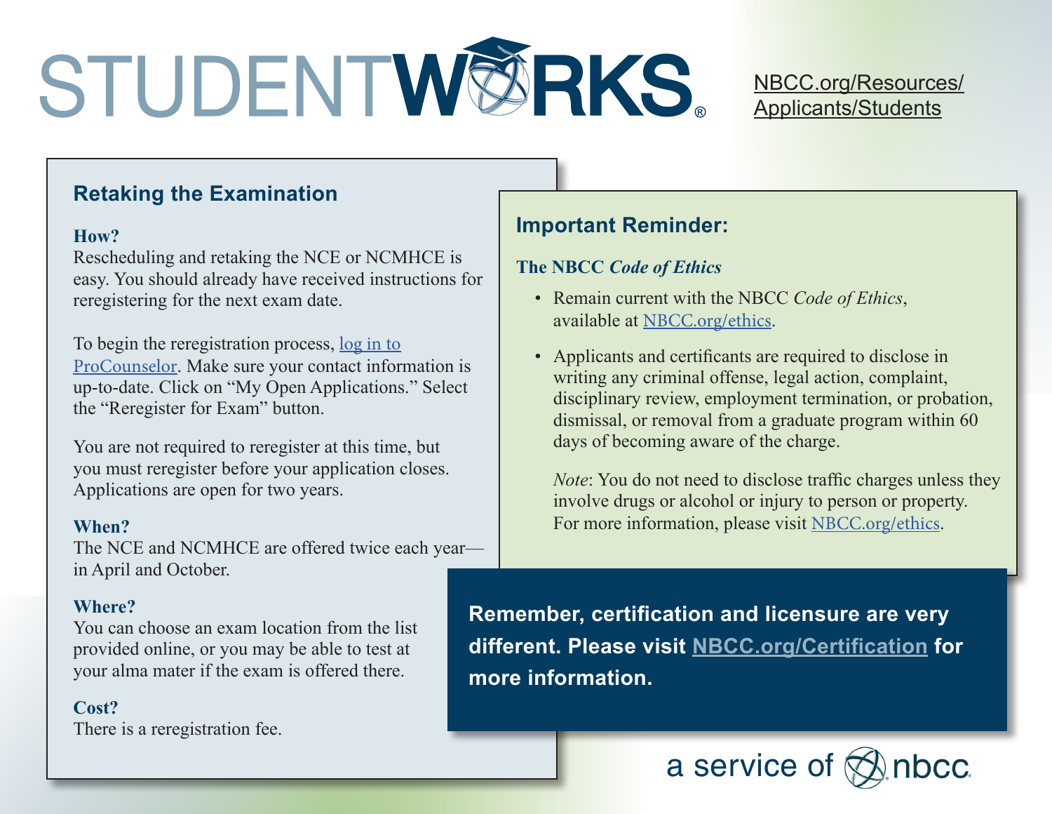# STUDENTWORKS®

NBCC.org/Resources/Applicants/Students

## Retaking the Examination

**How?**
Rescheduling and retaking the NCE or NCMHCE is easy. You should already have received instructions for reregistering for the next exam date.

To begin the reregistration process, log in to ProCounselor. Make sure your contact information is up-to-date. Click on "My Open Applications." Select the "Reregister for Exam" button.

You are not required to reregister at this time, but you must reregister before your application closes. Applications are open for two years.

**When?**
The NCE and NCMHCE are offered twice each year—in April and October.

**Where?**
You can choose an exam location from the list provided online, or you may be able to test at your alma mater if the exam is offered there.

**Cost?**
There is a reregistration fee.

## Important Reminder:

**The NBCC *Code of Ethics***

- Remain current with the NBCC *Code of Ethics*, available at NBCC.org/ethics.
- Applicants and certificants are required to disclose in writing any criminal offense, legal action, complaint, disciplinary review, employment termination, or probation, dismissal, or removal from a graduate program within 60 days of becoming aware of the charge.

  *Note*: You do not need to disclose traffic charges unless they involve drugs or alcohol or injury to person or property. For more information, please visit NBCC.org/ethics.

**Remember, certification and licensure are very different. Please visit NBCC.org/Certification for more information.**

a service of nbcc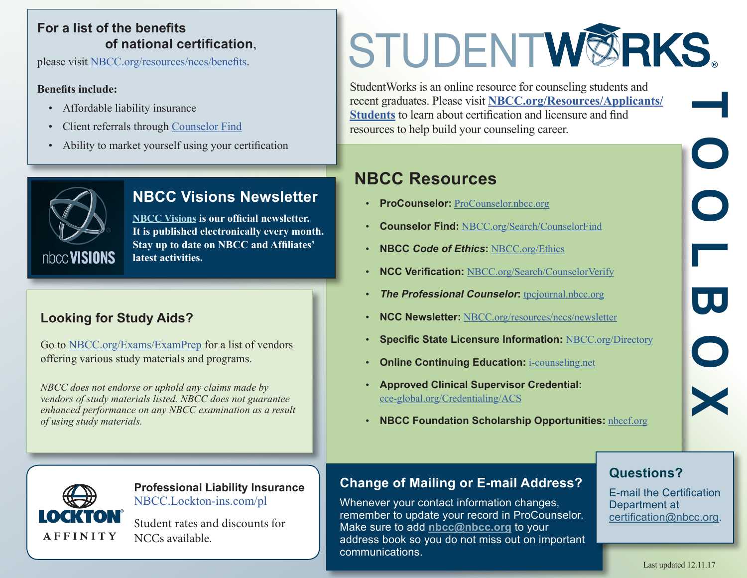# STUDENTWORKS®

StudentWorks is an online resource for counseling students and recent graduates. Please visit **NBCC.org/Resources/Applicants/Students** to learn about certification and licensure and find resources to help build your counseling career.

**TOOLBOX**

## NBCC Resources

- **ProCounselor:** ProCounselor.nbcc.org
- **Counselor Find:** NBCC.org/Search/CounselorFind
- **NBCC *Code of Ethics*:** NBCC.org/Ethics
- **NCC Verification:** NBCC.org/Search/CounselorVerify
- ***The Professional Counselor*:** tpcjournal.nbcc.org
- **NCC Newsletter:** NBCC.org/resources/nccs/newsletter
- **Specific State Licensure Information:** NBCC.org/Directory
- **Online Continuing Education:** i-counseling.net
- **Approved Clinical Supervisor Credential:** cce-global.org/Credentialing/ACS
- **NBCC Foundation Scholarship Opportunities:** nbccf.org

## For a list of the benefits of national certification,

please visit NBCC.org/resources/nccs/benefits.

**Benefits include:**

- Affordable liability insurance
- Client referrals through Counselor Find
- Ability to market yourself using your certification

## NBCC Visions Newsletter

nbcc VISIONS

**NBCC Visions is our official newsletter. It is published electronically every month. Stay up to date on NBCC and Affiliates' latest activities.**

## Looking for Study Aids?

Go to NBCC.org/Exams/ExamPrep for a list of vendors offering various study materials and programs.

*NBCC does not endorse or uphold any claims made by vendors of study materials listed. NBCC does not guarantee enhanced performance on any NBCC examination as a result of using study materials.*

LOCKTON® AFFINITY

**Professional Liability Insurance**
NBCC.Lockton-ins.com/pl

Student rates and discounts for NCCs available.

## Change of Mailing or E-mail Address?

Whenever your contact information changes, remember to update your record in ProCounselor. Make sure to add **nbcc@nbcc.org** to your address book so you do not miss out on important communications.

## Questions?

E-mail the Certification Department at certification@nbcc.org.

Last updated 12.11.17